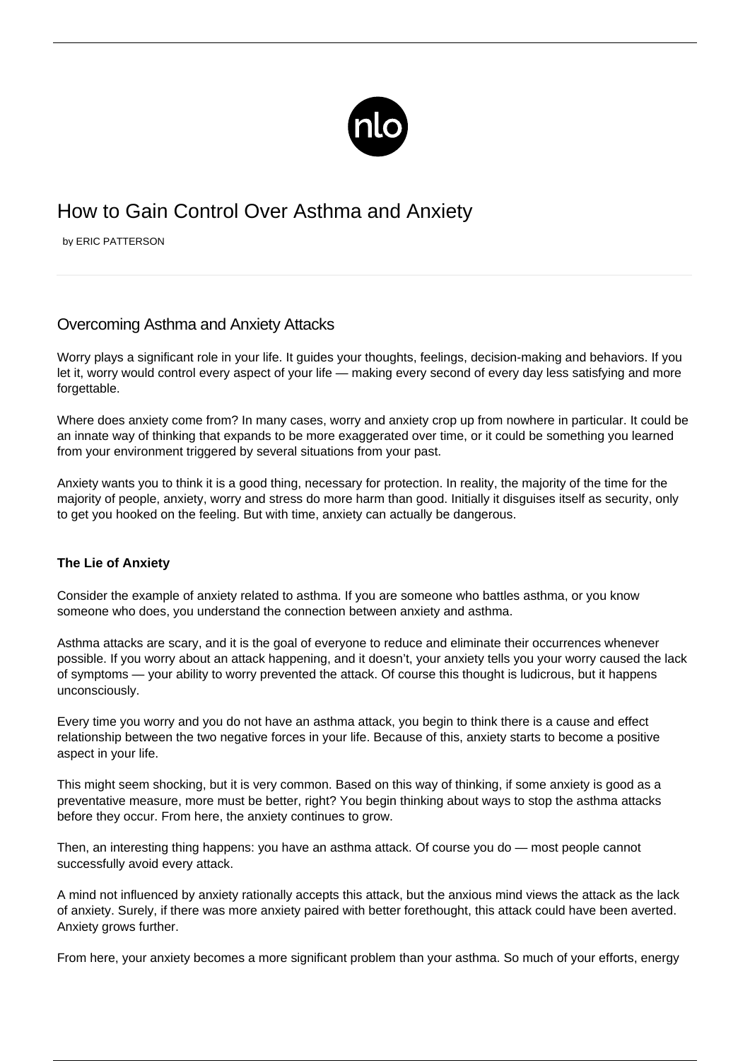# How to Gain Control Over Asthma and Anxiety

by ERIC PATTERSON

## Overcoming Asthma and Anxiety Attacks

Worry plays a significant role in your life. It guides your thoughts, feelings, decision-making and behaviors. If you let it, worry would control every aspect of your life — making every second of every day less satisfying and more forgettable.

Where does anxiety come from? In many cases, worry and anxiety crop up from nowhere in particular. It could be an innate way of thinking that expands to be more exaggerated over time, or it could be something you learned from your environment triggered by several situations from your past.

Anxiety wants you to think it is a good thing, necessary for protection. In reality, the majority of the time for the majority of people, anxiety, worry and stress do more harm than good. Initially it disguises itself as security, only to get you hooked on the feeling. But with time, anxiety can actually be dangerous.

### The Lie of Anxiety

Consider the example of anxiety related to asthma. If you are someone who battles asthma, or you know someone who does, you understand the connection between anxiety and asthma.

Asthma attacks are scary, and it is the goal of everyone to reduce and eliminate their occurrences whenever possible. If you worry about an attack happening, and it doesn't, your anxiety tells you your worry caused the lack of symptoms — your ability to worry prevented the attack. Of course this thought is ludicrous, but it happens unconsciously.

Every time you worry and you do not have an asthma attack, you begin to think there is a cause and effect relationship between the two negative forces in your life. Because of this, anxiety starts to become a positive aspect in your life.

This might seem shocking, but it is very common. Based on this way of thinking, if some anxiety is good as a preventative measure, more must be better, right? You begin thinking about ways to stop the asthma attacks before they occur. From here, the anxiety continues to grow.

Then, an interesting thing happens: you have an asthma attack. Of course you do — most people cannot successfully avoid every attack.

A mind not influenced by anxiety rationally accepts this attack, but the anxious mind views the attack as the lack of anxiety. Surely, if there was more anxiety paired with better forethought, this attack could have been averted. Anxiety grows further.

From here, your anxiety becomes a more significant problem than your asthma. So much of your efforts, energy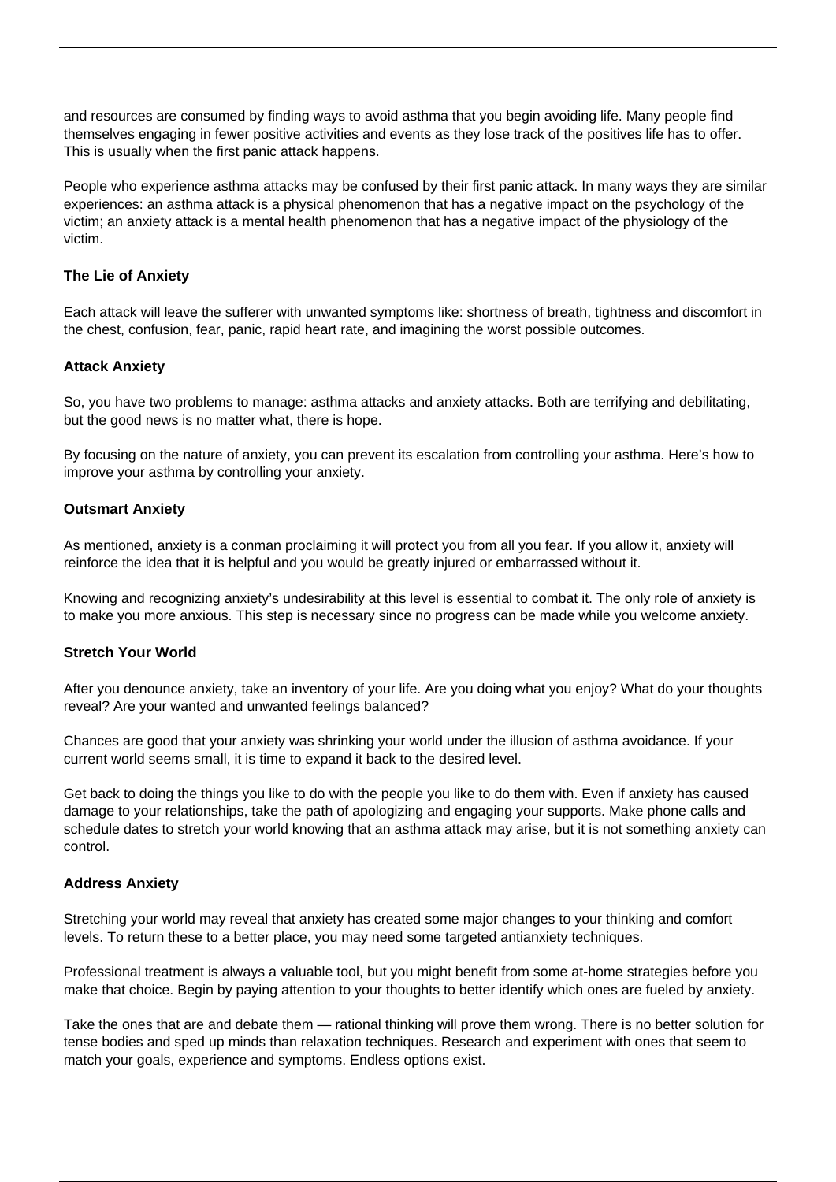and resources are consumed by finding ways to avoid asthma that you begin avoiding life. Many people find themselves engaging in fewer positive activities and events as they lose track of the positives life has to offer. This is usually when the first panic attack happens.

People who experience asthma attacks may be confused by their first panic attack. In many ways they are similar experiences: an asthma attack is a physical phenomenon that has a negative impact on the psychology of the victim; an anxiety attack is a mental health phenomenon that has a negative impact of the physiology of the victim.

**The Lie of Anxiety**

Each attack will leave the sufferer with unwanted symptoms like: shortness of breath, tightness and discomfort in the chest, confusion, fear, panic, rapid heart rate, and imagining the worst possible outcomes.

**Attack Anxiety**

So, you have two problems to manage: asthma attacks and anxiety attacks. Both are terrifying and debilitating, but the good news is no matter what, there is hope.

By focusing on the nature of anxiety, you can prevent its escalation from controlling your asthma. Here's how to improve your asthma by controlling your anxiety.

**Outsmart Anxiety**

As mentioned, anxiety is a conman proclaiming it will protect you from all you fear. If you allow it, anxiety will reinforce the idea that it is helpful and you would be greatly injured or embarrassed without it.

Knowing and recognizing anxiety's undesirability at this level is essential to combat it. The only role of anxiety is to make you more anxious. This step is necessary since no progress can be made while you welcome anxiety.

**Stretch Your World**

After you denounce anxiety, take an inventory of your life. Are you doing what you enjoy? What do your thoughts reveal? Are your wanted and unwanted feelings balanced?

Chances are good that your anxiety was shrinking your world under the illusion of asthma avoidance. If your current world seems small, it is time to expand it back to the desired level.

Get back to doing the things you like to do with the people you like to do them with. Even if anxiety has caused damage to your relationships, take the path of apologizing and engaging your supports. Make phone calls and schedule dates to stretch your world knowing that an asthma attack may arise, but it is not something anxiety can control.

**Address Anxiety**

Stretching your world may reveal that anxiety has created some major changes to your thinking and comfort levels. To return these to a better place, you may need some targeted antianxiety techniques.

Professional treatment is always a valuable tool, but you might benefit from some at-home strategies before you make that choice. Begin by paying attention to your thoughts to better identify which ones are fueled by anxiety.

Take the ones that are and debate them — rational thinking will prove them wrong. There is no better solution for tense bodies and sped up minds than relaxation techniques. Research and experiment with ones that seem to match your goals, experience and symptoms. Endless options exist.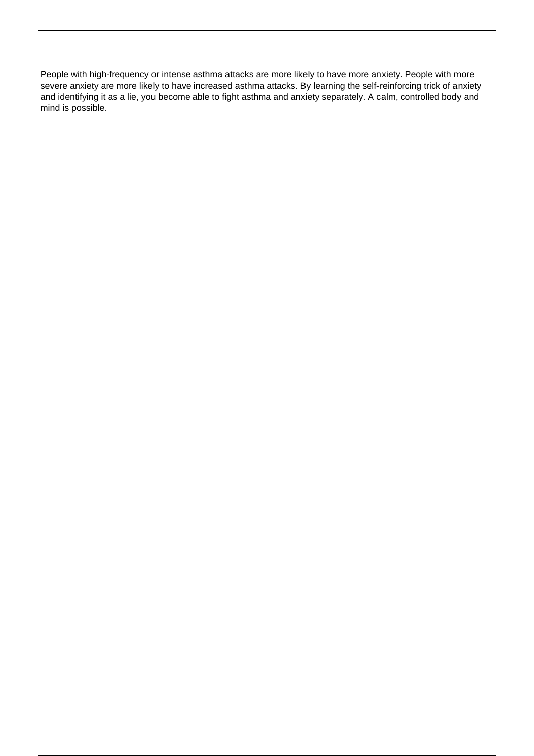People with high-frequency or intense asthma attacks are more likely to have more anxiety. People with more severe anxiety are more likely to have increased asthma attacks. By learning the self-reinforcing trick of anxiety and identifying it as a lie, you become able to fight asthma and anxiety separately. A calm, controlled body and mind is possible.